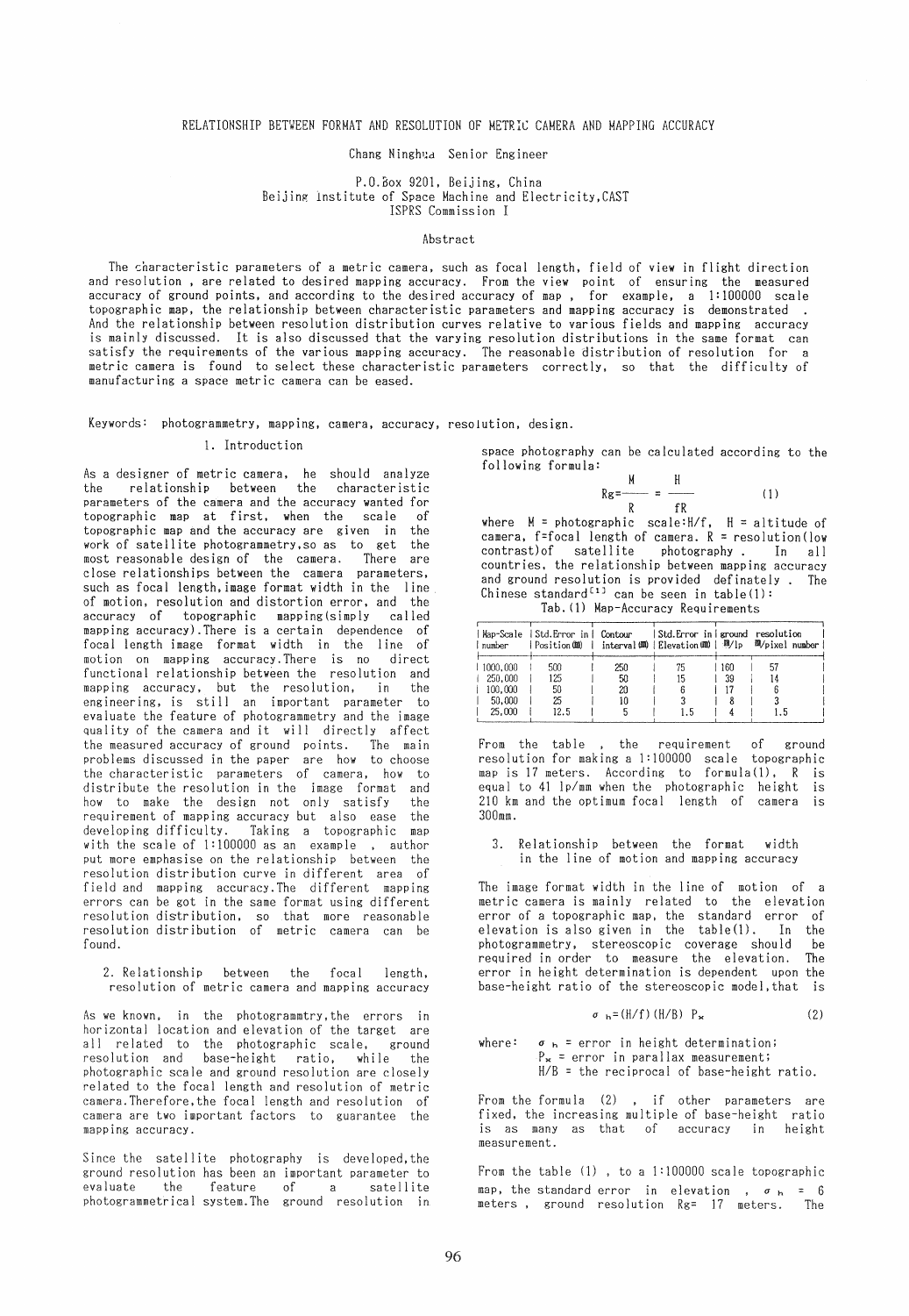# RELATIONSHIP BETWEEN FORMAT AND RESOLUTION OF METRIC CAMERA AND MAPPING ACCURACY

Chang Ninghua Senior Engineer

P.O.Box 9201, Beijing, China
Beijing Institute of Space Machine and Electricity,CAST
ISPRS Commission I

## Abstract

The characteristic parameters of a metric camera, such as focal length, field of view in flight direction and resolution , are related to desired mapping accuracy. From the view point of ensuring the measured accuracy of ground points, and according to the desired accuracy of map , for example, a 1:100000 scale topographic map, the relationship between characteristic parameters and mapping accuracy is demonstrated . And the relationship between resolution distribution curves relative to various fields and mapping accuracy is mainly discussed. It is also discussed that the varying resolution distributions in the same format can satisfy the requirements of the various mapping accuracy. The reasonable distribution of resolution for a metric camera is found to select these characteristic parameters correctly, so that the difficulty of manufacturing a space metric camera can be eased.

Keywords: photogrammetry, mapping, camera, accuracy, resolution, design.

## 1. Introduction

As a designer of metric camera, he should analyze the relationship between the characteristic parameters of the camera and the accuracy wanted for topographic map at first, when the scale of topographic map and the accuracy are given in the work of satellite photogrammetry,so as to get the most reasonable design of the camera. There are close relationships between the camera parameters, such as focal length,image format width in the line of motion, resolution and distortion error, and the accuracy of topographic mapping(simply called mapping accuracy).There is a certain dependence of focal length image format width in the line of motion on mapping accuracy.There is no direct functional relationship between the resolution and mapping accuracy, but the resolution, in the engineering, is still an important parameter to evaluate the feature of photogrammetry and the image quality of the camera and it will directly affect the measured accuracy of ground points. The main problems discussed in the paper are how to choose the characteristic parameters of camera, how to distribute the resolution in the image format and how to make the design not only satisfy the requirement of mapping accuracy but also ease the developing difficulty. Taking a topographic map with the scale of 1:100000 as an example , author put more emphasise on the relationship between the resolution distribution curve in different area of field and mapping accuracy.The different mapping errors can be got in the same format using different resolution distribution, so that more reasonable resolution distribution of metric camera can be found.

## 2. Relationship between the focal length, resolution of metric camera and mapping accuracy

As we known, in the photogrammtry,the errors in horizontal location and elevation of the target are all related to the photographic scale, ground resolution and base-height ratio, while the photographic scale and ground resolution are closely related to the focal length and resolution of metric camera.Therefore,the focal length and resolution of camera are two important factors to guarantee the mapping accuracy.

Since the satellite photography is developed,the ground resolution has been an important parameter to evaluate the feature of a satellite photogrammetrical system.The ground resolution in space photography can be calculated according to the following formula:

$$Rg = \frac{M}{R} = \frac{H}{fR} \qquad (1)$$

where M = photographic scale:H/f, H = altitude of camera, f=focal length of camera. R = resolution(low contrast)of satellite photography . In all countries, the relationship between mapping accuracy and ground resolution is provided definately . The Chinese standard[1] can be seen in table(1):

Tab.(1) Map-Accuracy Requirements

| Map-Scale number | Std.Error in Position(m) | Contour interval(m) | Std.Error in Elevation(m) | ground resolution m/lp | m/pixel number |
|---|---|---|---|---|---|
| 1000,000 | 500 | 250 | 75 | 160 | 57 |
| 250,000 | 125 | 50 | 15 | 39 | 14 |
| 100,000 | 50 | 20 | 6 | 17 | 6 |
| 50,000 | 25 | 10 | 3 | 8 | 3 |
| 25,000 | 12.5 | 5 | 1.5 | 4 | 1.5 |

From the table , the requirement of ground resolution for making a 1:100000 scale topographic map is 17 meters. According to formula(1), R is equal to 41 lp/mm when the photographic height is 210 km and the optimum focal length of camera is 300mm.

## 3. Relationship between the format width in the line of motion and mapping accuracy

The image format width in the line of motion of a metric camera is mainly related to the elevation error of a topographic map, the standard error of elevation is also given in the table(1). In the photogrammetry, stereoscopic coverage should be required in order to measure the elevation. The error in height determination is dependent upon the base-height ratio of the stereoscopic model,that is

$$\sigma_h = (H/f)(H/B)\ P_x \qquad (2)$$

where: $\sigma_h$ = error in height determination;
$P_x$ = error in parallax measurement;
H/B = the reciprocal of base-height ratio.

From the formula (2) , if other parameters are fixed, the increasing multiple of base-height ratio is as many as that of accuracy in height measurement.

From the table (1) , to a 1:100000 scale topographic map, the standard error in elevation , $\sigma_h$ = 6 meters , ground resolution Rg= 17 meters. The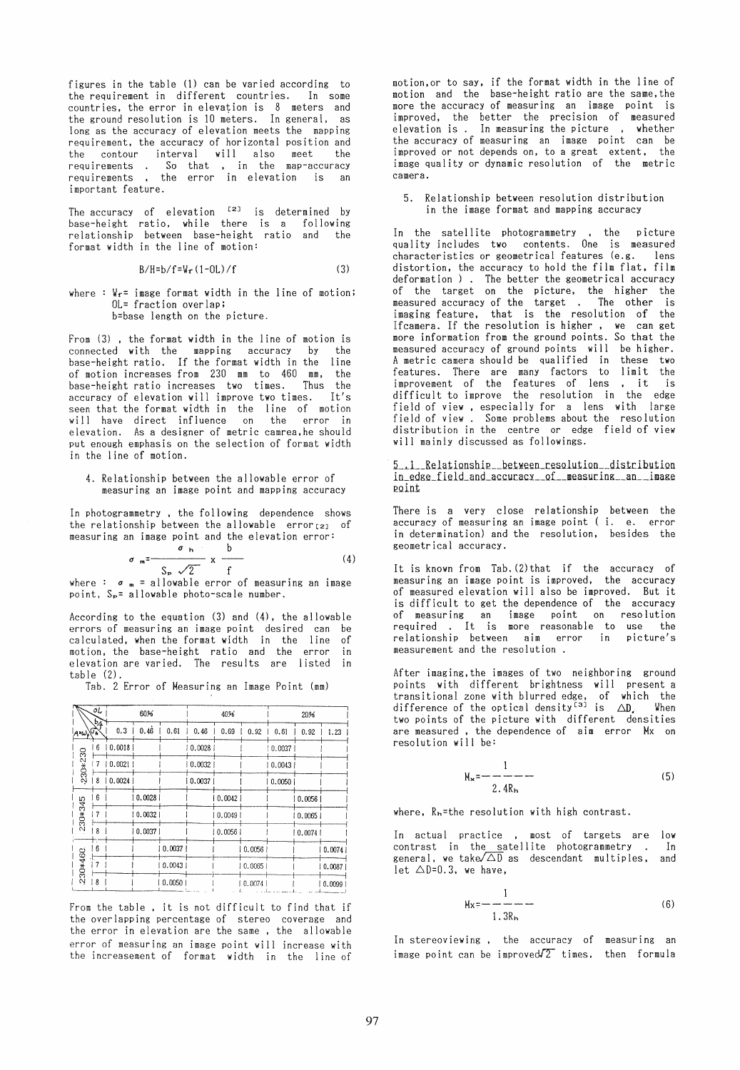figures in the table (1) can be varied according to the requirement in different countries. In some countries, the error in elevation is 8 meters and the ground resolution is 10 meters. In general, as long as the accuracy of elevation meets the mapping requirement, the accuracy of horizontal position and the contour interval will also meet the requirements . So that , in the map-accuracy requirements , the error in elevation is an important feature.

The accuracy of elevation [2] is determined by base-height ratio, while there is a following relationship between base-height ratio and the format width in the line of motion:

$$B/H=b/f=W_f(1-OL)/f \qquad (3)$$

where : $W_f$= image format width in the line of motion;
OL= fraction overlap;
b=base length on the picture.

From (3) , the format width in the line of motion is connected with the mapping accuracy by the base-height ratio. If the format width in the line of motion increases from 230 mm to 460 mm, the base-height ratio increases two times. Thus the accuracy of elevation will improve two times. It's seen that the format width in the line of motion will have direct influence on the error in elevation. As a designer of metric camrea,he should put enough emphasis on the selection of format width in the line of motion.

4. Relationship between the allowable error of measuring an image point and mapping accuracy

In photogrammetry , the following dependence shows the relationship between the allowable error[2] of measuring an image point and the elevation error:

$$\sigma_m=\frac{\sigma_h}{S_p\sqrt{2}} \times \frac{b}{f} \qquad (4)$$

where : $\sigma_m$ = allowable error of measuring an image point, $S_p$= allowable photo-scale number.

According to the equation (3) and (4), the allowable errors of measuring an image point desired can be calculated, when the format width in the line of motion, the base-height ratio and the error in elevation are varied. The results are listed in table (2).

Tab. 2 Error of Measuring an Image Point (mm)

| OL / b/f / $A=W_f$ / $\sigma_h$ | | 60% | | | 40% | | | 20% | | |
|---|---|---|---|---|---|---|---|---|---|---|
| | | 0.3 | 0.46 | 0.61 | 0.46 | 0.69 | 0.92 | 0.61 | 0.92 | 1.23 |
| 230*230 | 6 | 0.0018 | | | 0.0028 | | | 0.0037 | | |
| | 7 | 0.0021 | | | 0.0032 | | | 0.0043 | | |
| | 8 | 0.0024 | | | 0.0037 | | | 0.0050 | | |
| 230*345 | 6 | | 0.0028 | | | 0.0042 | | | 0.0056 | |
| | 7 | | 0.0032 | | | 0.0049 | | | 0.0065 | |
| | 8 | | 0.0037 | | | 0.0056 | | | 0.0074 | |
| 230*460 | 6 | | | 0.0037 | | | 0.0056 | | | 0.0074 |
| | 7 | | | 0.0043 | | | 0.0065 | | | 0.0087 |
| | 8 | | | 0.0050 | | | 0.0074 | | | 0.0099 |

From the table , it is not difficult to find that if the overlapping percentage of stereo coverage and the error in elevation are the same , the allowable error of measuring an image point will increase with the increasement of format width in the line of motion,or to say, if the format width in the line of motion and the base-height ratio are the same,the more the accuracy of measuring an image point is improved, the better the precision of measured elevation is . In measuring the picture , whether the accuracy of measuring an image point can be improved or not depends on, to a great extent, the image quality or dynamic resolution of the metric camera.

5. Relationship between resolution distribution in the image format and mapping accuracy

In the satellite photogrammetry , the picture quality includes two contents. One is measured characteristics or geometrical features (e.g. lens distortion, the accuracy to hold the film flat, film deformation ) . The better the geometrical accuracy of the target on the picture, the higher the measured accuracy of the target . The other is imaging feature, that is the resolution of the lfcamera. If the resolution is higher , we can get more information from the ground points. So that the measured accuracy of ground points will be higher. A metric camera should be qualified in these two features. There are many factors to limit the improvement of the features of lens , it is difficult to improve the resolution in the edge field of view , especially for a lens with large field of view . Some problems about the resolution distribution in the centre or edge field of view will mainly discussed as followings.

5.1 Relationship between resolution distribution in edge field and accuracy of measuring an image point

There is a very close relationship between the accuracy of measuring an image point ( i. e. error in determination) and the resolution, besides the geometrical accuracy.

It is known from Tab.(2)that if the accuracy of measuring an image point is improved, the accuracy of measured elevation will also be improved. But it is difficult to get the dependence of the accuracy of measuring an image point on resolution required . It is more reasonable to use the relationship between aim error in picture's measurement and the resolution .

After imaging,the images of two neighboring ground points with different brightness will present a transitional zone with blurred edge, of which the difference of the optical density[3] is $\triangle D$. When two points of the picture with different densities are measured , the dependence of aim error Mx on resolution will be:

$$M_x=\frac{1}{2.4R_h} \qquad (5)$$

where, $R_h$=the resolution with high contrast.

In actual practice , most of targets are low contrast in the satellite photogrammetry . In general, we take $\sqrt{\triangle D}$ as descendant multiples, and let $\triangle D=0.3$, we have,

$$M_x=\frac{1}{1.3R_h} \qquad (6)$$

In stereoviewing , the accuracy of measuring an image point can be improved $\sqrt{2}$ times, then formula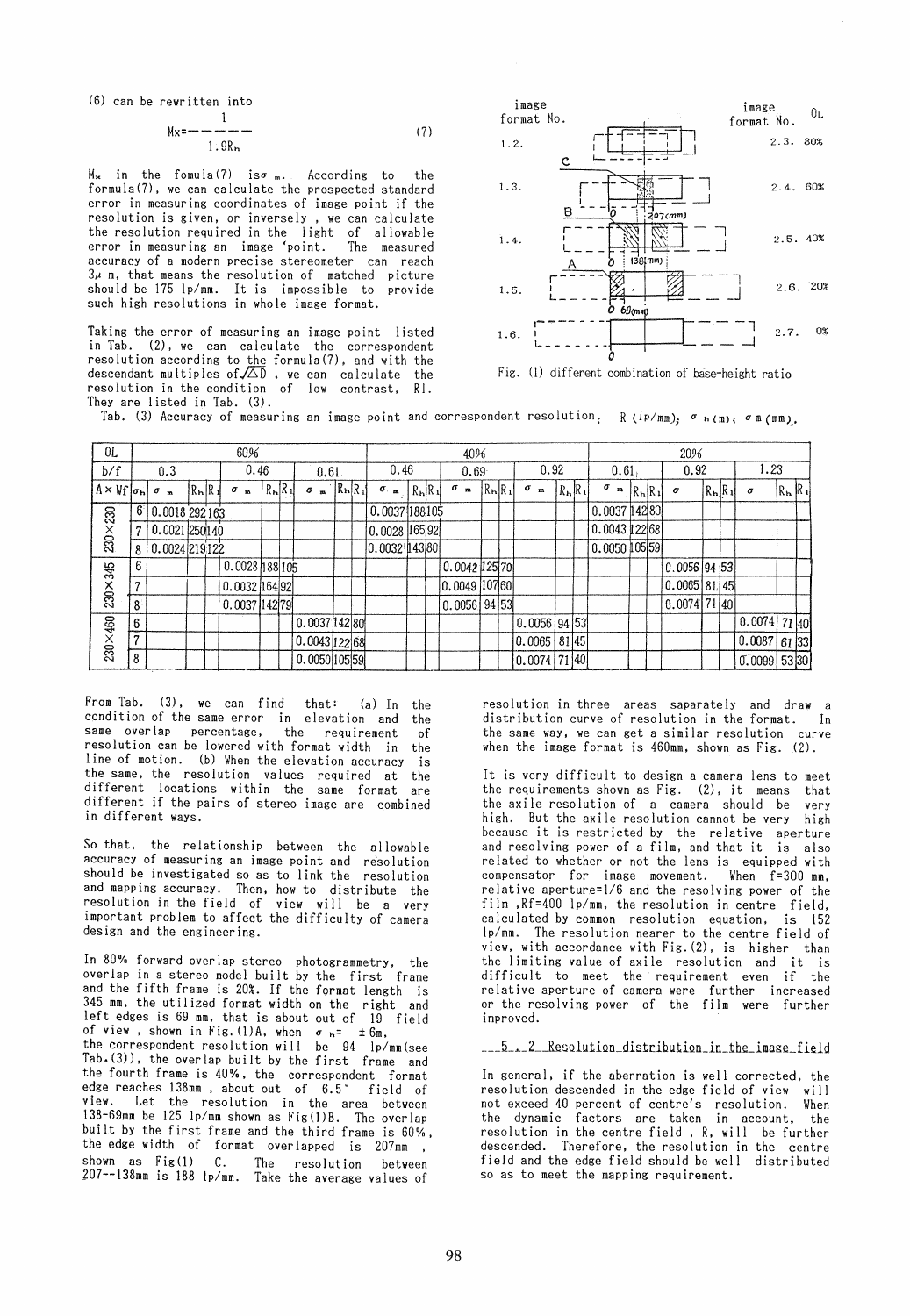(6) can be rewritten into

$$M_x = \frac{1}{1.9R_h} \tag{7}$$

$M_x$ in the fomula(7) is $\sigma_m$. According to the formula(7), we can calculate the prospected standard error in measuring coordinates of image point if the resolution is given, or inversely, we can calculate the resolution required in the light of allowable error in measuring an image point. The measured accuracy of a modern precise stereometer can reach $3\mu$ m, that means the resolution of matched picture should be 175 lp/mm. It is impossible to provide such high resolutions in whole image format.

Taking the error of measuring an image point listed in Tab. (2), we can calculate the correspondent resolution according to the formula(7), and with the descendant multiples of $\sqrt{\Delta D}$, we can calculate the resolution in the condition of low contrast, Rl. They are listed in Tab. (3).

Fig. (1) different combination of base-height ratio

Tab. (3) Accuracy of measuring an image point and correspondent resolution. R (lp/mm); $\sigma_h$ (m); $\sigma_m$ (mm).

| OL | | 60% | | | | | | | | | 40% | | | | | | | | | 20% | | | | | | | | |
|---|---|---|---|---|---|---|---|---|---|---|---|---|---|---|---|---|---|---|---|---|---|---|---|---|---|---|---|---|
| b/f | | 0.3 | | | 0.46 | | | 0.61 | | | 0.46 | | | 0.69 | | | 0.92 | | | 0.61 | | | 0.92 | | | 1.23 | | |
| A×Wf | $\sigma_h$ | $\sigma_m$ | $R_h$ | $R_l$ | $\sigma_m$ | $R_h$ | $R_l$ | $\sigma_m$ | $R_h$ | $R_l$ | $\sigma_m$ | $R_h$ | $R_l$ | $\sigma_m$ | $R_h$ | $R_l$ | $\sigma_m$ | $R_h$ | $R_l$ | $\sigma_m$ | $R_h$ | $R_l$ | $\sigma$ | $R_h$ | $R_l$ | $\sigma$ | $R_h$ | $R_l$ |
| 230×230 | 6 | 0.0018 | 292 | 163 | | | | | | | 0.0037 | 188 | 105 | | | | | | | 0.0037 | 142 | 80 | | | | | | |
| | 7 | 0.0021 | 250 | 140 | | | | | | | 0.0028 | 165 | 92 | | | | | | | 0.0043 | 122 | 68 | | | | | | |
| | 8 | 0.0024 | 219 | 122 | | | | | | | 0.0032 | 143 | 80 | | | | | | | 0.0050 | 105 | 59 | | | | | | |
| 230×345 | 6 | | | | 0.0028 | 188 | 105 | | | | | | | 0.0042 | 125 | 70 | | | | | | | 0.0056 | 94 | 53 | | | |
| | 7 | | | | 0.0032 | 164 | 92 | | | | | | | 0.0049 | 107 | 60 | | | | | | | 0.0065 | 81 | 45 | | | |
| | 8 | | | | 0.0037 | 142 | 79 | | | | | | | 0.0056 | 94 | 53 | | | | | | | 0.0074 | 71 | 40 | | | |
| 230×460 | 6 | | | | | | | 0.0037 | 142 | 80 | | | | | | | 0.0056 | 94 | 53 | | | | | | | 0.0074 | 71 | 40 |
| | 7 | | | | | | | 0.0043 | 122 | 68 | | | | | | | 0.0065 | 81 | 45 | | | | | | | 0.0087 | 61 | 33 |
| | 8 | | | | | | | 0.0050 | 105 | 59 | | | | | | | 0.0074 | 71 | 40 | | | | | | | 0.0099 | 53 | 30 |

From Tab. (3), we can find that: (a) In the condition of the same error in elevation and the same overlap percentage, the requirement of resolution can be lowered with format width in the line of motion. (b) When the elevation accuracy is the same, the resolution values required at the different locations within the same format are different if the pairs of stereo image are combined in different ways.

So that, the relationship between the allowable accuracy of measuring an image point and resolution should be investigated so as to link the resolution and mapping accuracy. Then, how to distribute the resolution in the field of view will be a very important problem to affect the difficulty of camera design and the engineering.

In 80% forward overlap stereo photogrammetry, the overlap in a stereo model built by the first frame and the fifth frame is 20%. If the format length is 345 mm, the utilized format width on the right and left edges is 69 mm, that is about out of 19 field of view, shown in Fig.(1)A, when $\sigma_h = \pm 6$m, the correspondent resolution will be 94 lp/mm(see Tab.(3)), the overlap built by the first frame and the fourth frame is 40%, the correspondent format edge reaches 138mm, about out of 6.5° field of view. Let the resolution in the area between 138-69mm be 125 lp/mm shown as Fig(1)B. The overlap built by the first frame and the third frame is 60%, the edge width of format overlapped is 207mm, shown as Fig(1) C. The resolution between 207--138mm is 188 lp/mm. Take the average values of resolution in three areas saparately and draw a distribution curve of resolution in the format. In the same way, we can get a similar resolution curve when the image format is 460mm, shown as Fig. (2).

It is very difficult to design a camera lens to meet the requirements shown as Fig. (2), it means that the axile resolution of a camera should be very high. But the axile resolution cannot be very high because it is restricted by the relative aperture and resolving power of a film, and that it is also related to whether or not the lens is equipped with compensator for image movement. When f=300 mm, relative aperture=1/6 and the resolving power of the film ,Rf=400 lp/mm, the resolution in centre field, calculated by common resolution equation, is 152 lp/mm. The resolution nearer to the centre field of view, with accordance with Fig.(2), is higher than the limiting value of axile resolution and it is difficult to meet the requirement even if the relative aperture of camera were further increased or the resolving power of the film were further improved.

## 5.2 Resolution distribution in the image field

In general, if the aberration is well corrected, the resolution descended in the edge field of view will not exceed 40 percent of centre's resolution. When the dynamic factors are taken in account, the resolution in the centre field, R, will be further descended. Therefore, the resolution in the centre field and the edge field should be well distributed so as to meet the mapping requirement.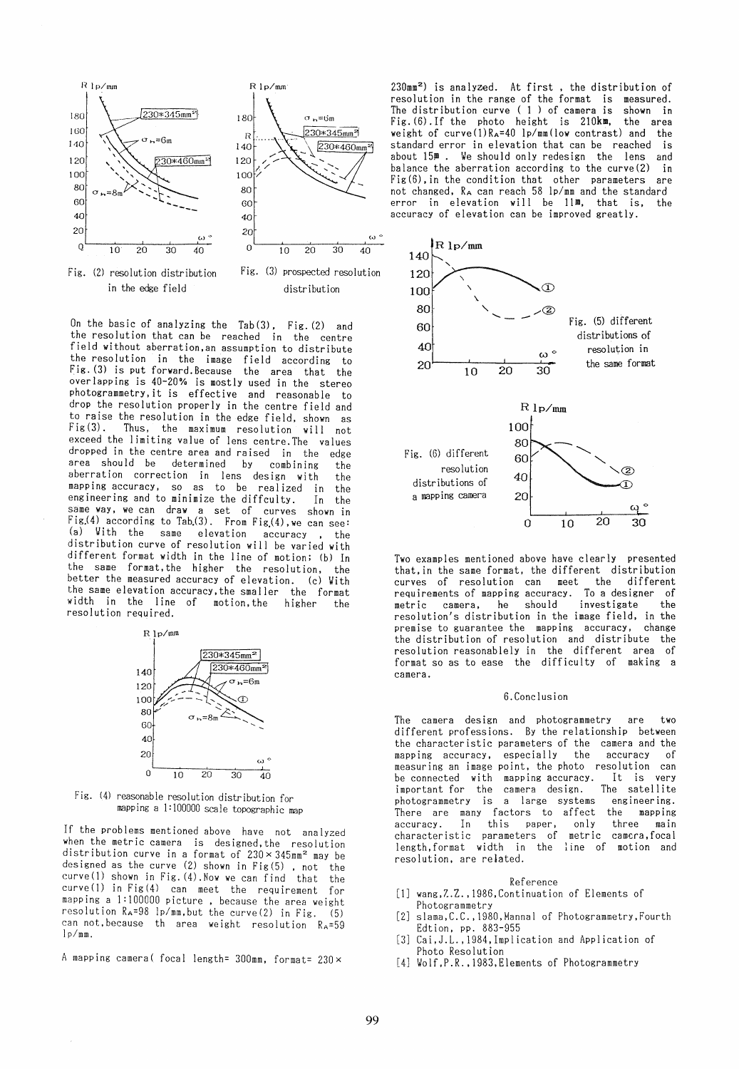R lp/mm

180
160
140
120
100
80
60
40
20
0

230*345mm²

$\sigma_h$=6m

230*460mm²

$\sigma_h$=8m

10 20 30 40

ω°

Fig. (2) resolution distribution in the edge field

R lp/mm

180
R
140
120
100
80
60
40
20
0

$\sigma_h$=6m

230*345mm²

230*460mm²

10 20 30 40

ω°

Fig. (3) prospected resolution distribution

On the basic of analyzing the Tab(3), Fig.(2) and the resolution that can be reached in the centre field without aberration, an assumption to distribute the resolution in the image field according to Fig.(3) is put forward. Because the area that the overlapping is 40-20% is mostly used in the stereo photogrammetry, it is effective and reasonable to drop the resolution properly in the centre field and to raise the resolution in the edge field, shown as Fig(3). Thus, the maximum resolution will not exceed the limiting value of lens centre. The values dropped in the centre area and raised in the edge area should be determined by combining the aberration correction in lens design with the mapping accuracy, so as to be realized in the engineering and to minimize the diffculty. In the same way, we can draw a set of curves shown in Fig.(4) according to Tab.(3). From Fig.(4), we can see: (a) With the same elevation accuracy, the distribution curve of resolution will be varied with different format width in the line of motion; (b) In the same format, the higher the resolution, the better the measured accuracy of elevation. (c) With the same elevation accuracy, the smaller the format width in the line of motion, the higher the resolution required.

R lp/mm

140
120
100
80
60
40
20
0

230*345mm²

230*460mm²

$\sigma_h$=6m

①

$\sigma_h$=8m

10 20 30 40

ω°

Fig. (4) reasonable resolution distribution for mapping a 1:100000 scale topographic map

If the problems mentioned above have not analyzed when the metric camera is designed, the resolution distribution curve in a format of 230×345mm² may be designed as the curve (2) shown in Fig(5), not the curve(1) shown in Fig.(4). Now we can find that the curve(1) in Fig(4) can meet the requirement for mapping a 1:100000 picture, because the area weight resolution $R_A$=98 lp/mm, but the curve(2) in Fig. (5) can not, because th area weight resolution $R_A$=59 lp/mm.

A mapping camera( focal length= 300mm, format= 230× 230mm²) is analyzed. At first, the distribution of resolution in the range of the format is measured. The distribution curve ( 1 ) of camera is shown in Fig.(6). If the photo height is 210km, the area weight of curve(1) $R_A$=40 lp/mm(low contrast) and the standard error in elevation that can be reached is about 15m. We should only redesign the lens and balance the aberration according to the curve(2) in Fig(6), in the condition that other parameters are not changed, $R_A$ can reach 58 lp/mm and the standard error in elevation will be 11m, that is, the accuracy of elevation can be improved greatly.

R lp/mm

140
120
100
80
60
40
20

①

②

10 20 30

ω°

Fig. (5) different distributions of resolution in the same format

R lp/mm

100
80
60
40
20
0

②

①

10 20 30

ω°

Fig. (6) different resolution distributions of a mapping camera

Two examples mentioned above have clearly presented that, in the same format, the different distribution curves of resolution can meet the different requirements of mapping accuracy. To a designer of metric camera, he should investigate the resolution's distribution in the image field, in the premise to guarantee the mapping accuracy, change the distribution of resolution and distribute the resolution reasonablely in the different area of format so as to ease the difficulty of making a camera.

## 6.Conclusion

The camera design and photogrammetry are two different professions. By the relationship between the characteristic parameters of the camera and the mapping accuracy, especially the accuracy of measuring an image point, the photo resolution can be connected with mapping accuracy. It is very important for the camera design. The satellite photogrammetry is a large systems engineering. There are many factors to affect the mapping accuracy. In this paper, only three main characteristic parameters of metric camera, focal length, format width in the line of motion and resolution, are related.

## Reference

[1] wang,Z.Z.,1986,Continuation of Elements of Photogrammetry

[2] slama,C.C.,1980,Mannal of Photogrammetry,Fourth Edtion, pp. 883-955

[3] Cai,J.L.,1984,Implication and Application of Photo Resolution

[4] Wolf,P.R.,1983,Elements of Photogrammetry